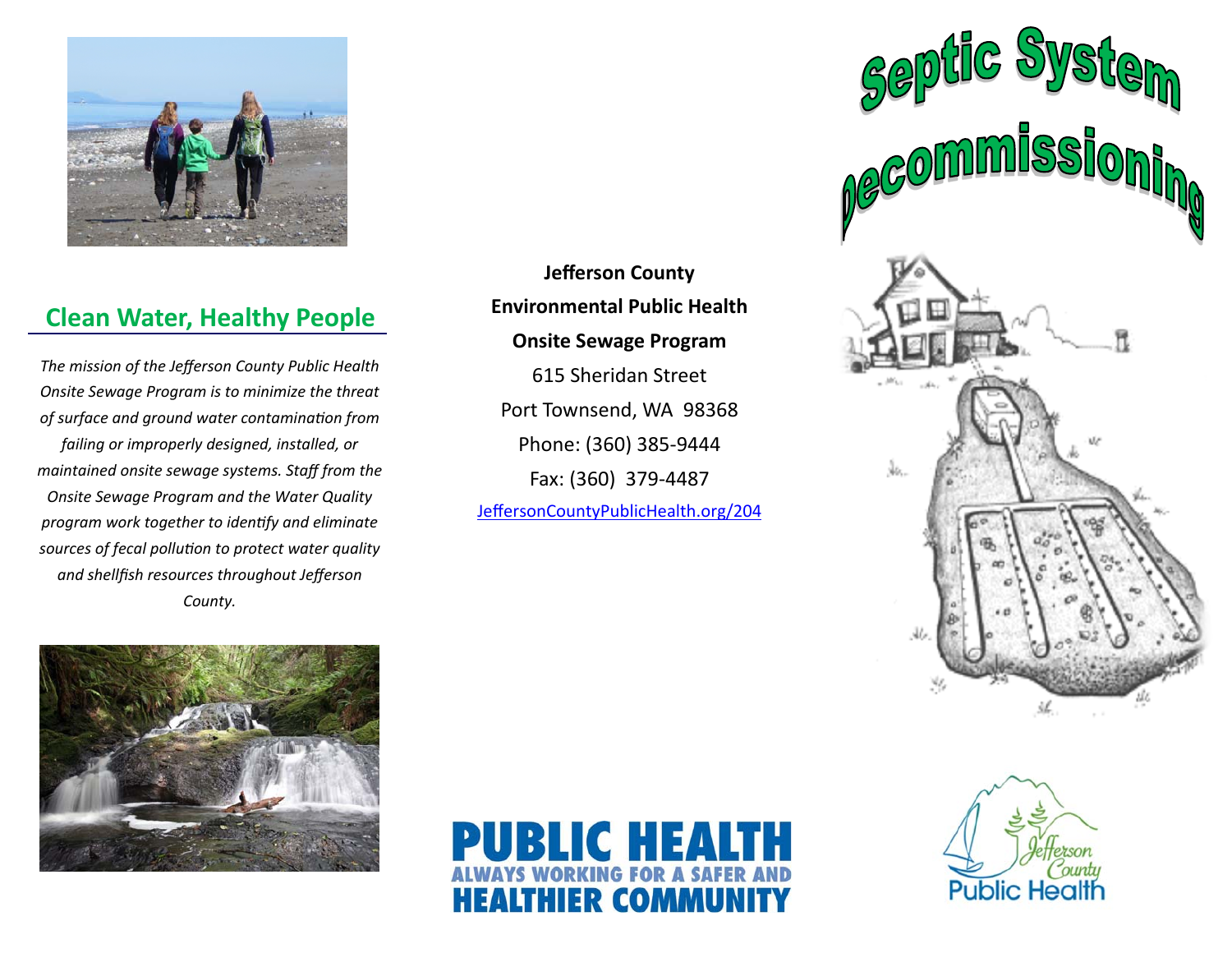# Septic System Decommissioning

## Clean Water, Healthy People

*The mission of the Jefferson County Public Health Onsite Sewage Program is to minimize the threat of surface and ground water contamination from failing or improperly designed, installed, or maintained onsite sewage systems. Staff from the Onsite Sewage Program and the Water Quality program work together to identify and eliminate sources of fecal pollution to protect water quality and shellfish resources throughout Jefferson County.*

**Jefferson County**

**Environmental Public Health**

**Onsite Sewage Program**

615 Sheridan Street

Port Townsend, WA 98368

Phone: (360) 385-9444

Fax: (360) 379-4487

JeffersonCountyPublicHealth.org/204

**PUBLIC HEALTH**
**ALWAYS WORKING FOR A SAFER AND HEALTHIER COMMUNITY**

Jefferson County Public Health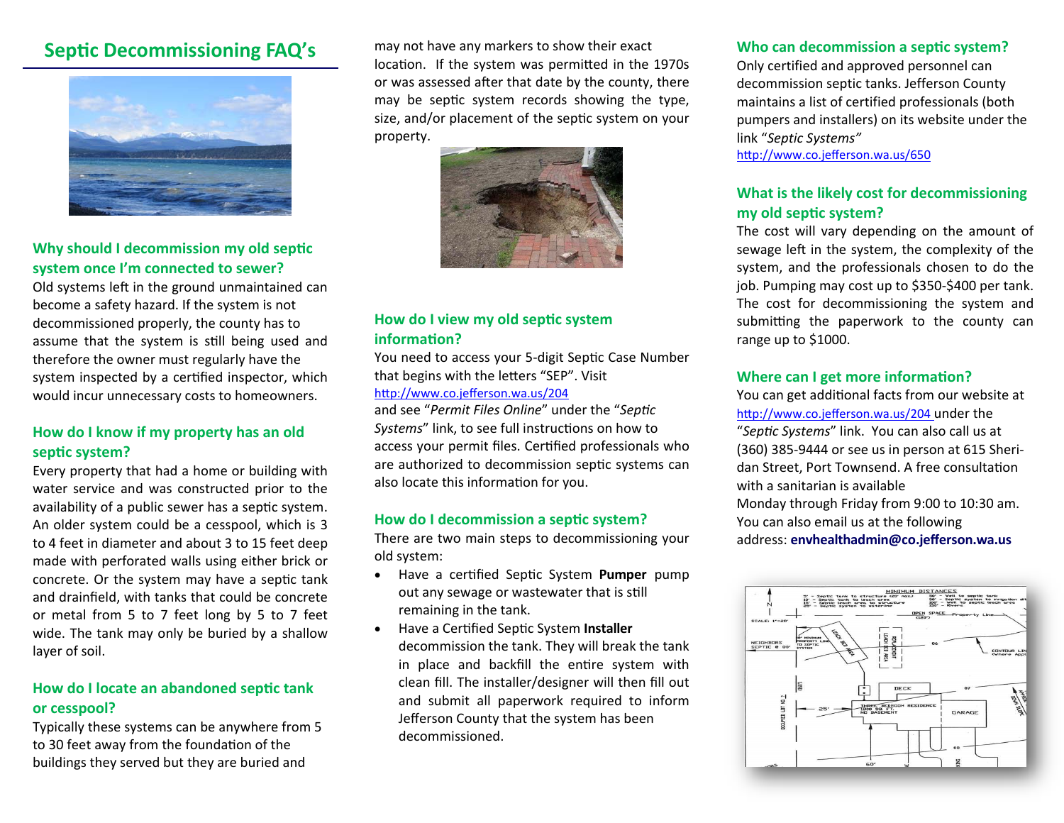# Septic Decommissioning FAQ's

## Why should I decommission my old septic system once I'm connected to sewer?

Old systems left in the ground unmaintained can become a safety hazard. If the system is not decommissioned properly, the county has to assume that the system is still being used and therefore the owner must regularly have the system inspected by a certified inspector, which would incur unnecessary costs to homeowners.

## How do I know if my property has an old septic system?

Every property that had a home or building with water service and was constructed prior to the availability of a public sewer has a septic system. An older system could be a cesspool, which is 3 to 4 feet in diameter and about 3 to 15 feet deep made with perforated walls using either brick or concrete. Or the system may have a septic tank and drainfield, with tanks that could be concrete or metal from 5 to 7 feet long by 5 to 7 feet wide. The tank may only be buried by a shallow layer of soil.

## How do I locate an abandoned septic tank or cesspool?

Typically these systems can be anywhere from 5 to 30 feet away from the foundation of the buildings they served but they are buried and may not have any markers to show their exact location. If the system was permitted in the 1970s or was assessed after that date by the county, there may be septic system records showing the type, size, and/or placement of the septic system on your property.

## How do I view my old septic system information?

You need to access your 5-digit Septic Case Number that begins with the letters "SEP". Visit http://www.co.jefferson.wa.us/204 and see "*Permit Files Online*" under the "*Septic Systems*" link, to see full instructions on how to access your permit files. Certified professionals who are authorized to decommission septic systems can also locate this information for you.

## How do I decommission a septic system?

There are two main steps to decommissioning your old system:

- Have a certified Septic System **Pumper** pump out any sewage or wastewater that is still remaining in the tank.
- Have a Certified Septic System **Installer** decommission the tank. They will break the tank in place and backfill the entire system with clean fill. The installer/designer will then fill out and submit all paperwork required to inform Jefferson County that the system has been decommissioned.

## Who can decommission a septic system?

Only certified and approved personnel can decommission septic tanks. Jefferson County maintains a list of certified professionals (both pumpers and installers) on its website under the link "*Septic Systems"* http://www.co.jefferson.wa.us/650

## What is the likely cost for decommissioning my old septic system?

The cost will vary depending on the amount of sewage left in the system, the complexity of the system, and the professionals chosen to do the job. Pumping may cost up to $350-$400 per tank. The cost for decommissioning the system and submitting the paperwork to the county can range up to $1000.

## Where can I get more information?

You can get additional facts from our website at http://www.co.jefferson.wa.us/204 under the "*Septic Systems*" link. You can also call us at (360) 385-9444 or see us in person at 615 Sheridan Street, Port Townsend. A free consultation with a sanitarian is available Monday through Friday from 9:00 to 10:30 am. You can also email us at the following address: **envhealthadmin@co.jefferson.wa.us**